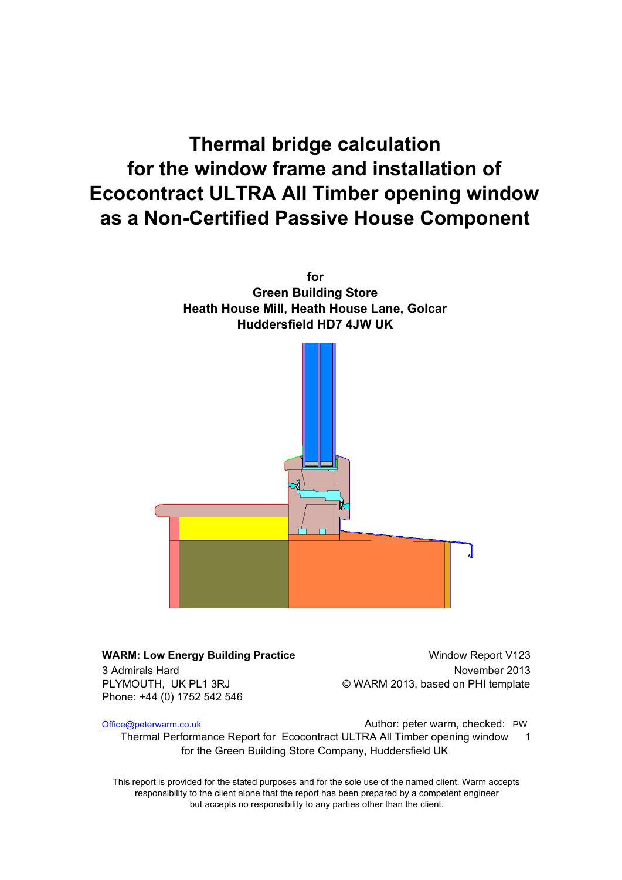# Thermal bridge calculation for the window frame and installation of Ecocontract ULTRA All Timber opening window as a Non-Certified Passive House Component

**for**
**Green Building Store**
**Heath House Mill, Heath House Lane, Golcar**
**Huddersfield HD7 4JW UK**

**WARM: Low Energy Building Practice**
3 Admirals Hard
PLYMOUTH, UK PL1 3RJ
Phone: +44 (0) 1752 542 546

Window Report V123
November 2013
© WARM 2013, based on PHI template

Office@peterwarm.co.uk

Author: peter warm, checked: PW

Thermal Performance Report for Ecocontract ULTRA All Timber opening window for the Green Building Store Company, Huddersfield UK

This report is provided for the stated purposes and for the sole use of the named client. Warm accepts responsibility to the client alone that the report has been prepared by a competent engineer but accepts no responsibility to any parties other than the client.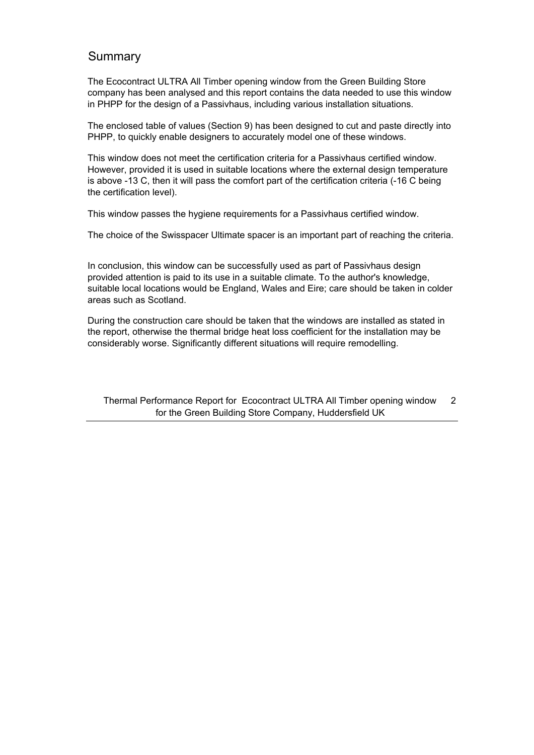## Summary

The Ecocontract ULTRA All Timber opening window from the Green Building Store company has been analysed and this report contains the data needed to use this window in PHPP for the design of a Passivhaus, including various installation situations.

The enclosed table of values (Section 9) has been designed to cut and paste directly into PHPP, to quickly enable designers to accurately model one of these windows.

This window does not meet the certification criteria for a Passivhaus certified window. However, provided it is used in suitable locations where the external design temperature is above -13 C, then it will pass the comfort part of the certification criteria (-16 C being the certification level).

This window passes the hygiene requirements for a Passivhaus certified window.

The choice of the Swisspacer Ultimate spacer is an important part of reaching the criteria.

In conclusion, this window can be successfully used as part of Passivhaus design provided attention is paid to its use in a suitable climate. To the author's knowledge, suitable local locations would be England, Wales and Eire; care should be taken in colder areas such as Scotland.

During the construction care should be taken that the windows are installed as stated in the report, otherwise the thermal bridge heat loss coefficient for the installation may be considerably worse. Significantly different situations will require remodelling.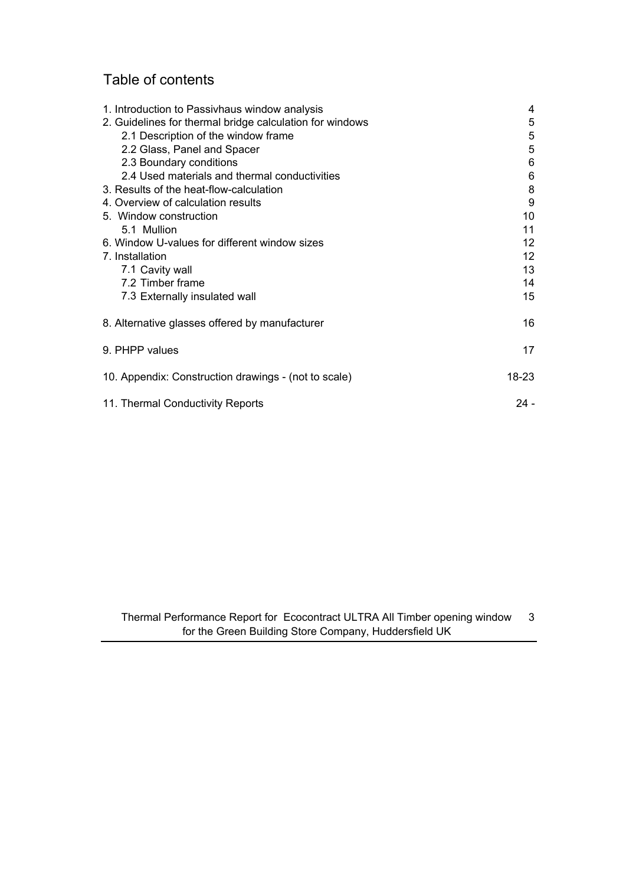# Table of contents

| | |
|---|---|
| 1. Introduction to Passivhaus window analysis | 4 |
| 2. Guidelines for thermal bridge calculation for windows | 5 |
| 2.1 Description of the window frame | 5 |
| 2.2 Glass, Panel and Spacer | 5 |
| 2.3 Boundary conditions | 6 |
| 2.4 Used materials and thermal conductivities | 6 |
| 3. Results of the heat-flow-calculation | 8 |
| 4. Overview of calculation results | 9 |
| 5. Window construction | 10 |
| 5.1 Mullion | 11 |
| 6. Window U-values for different window sizes | 12 |
| 7. Installation | 12 |
| 7.1 Cavity wall | 13 |
| 7.2 Timber frame | 14 |
| 7.3 Externally insulated wall | 15 |
| 8. Alternative glasses offered by manufacturer | 16 |
| 9. PHPP values | 17 |
| 10. Appendix: Construction drawings - (not to scale) | 18-23 |
| 11. Thermal Conductivity Reports | 24 - |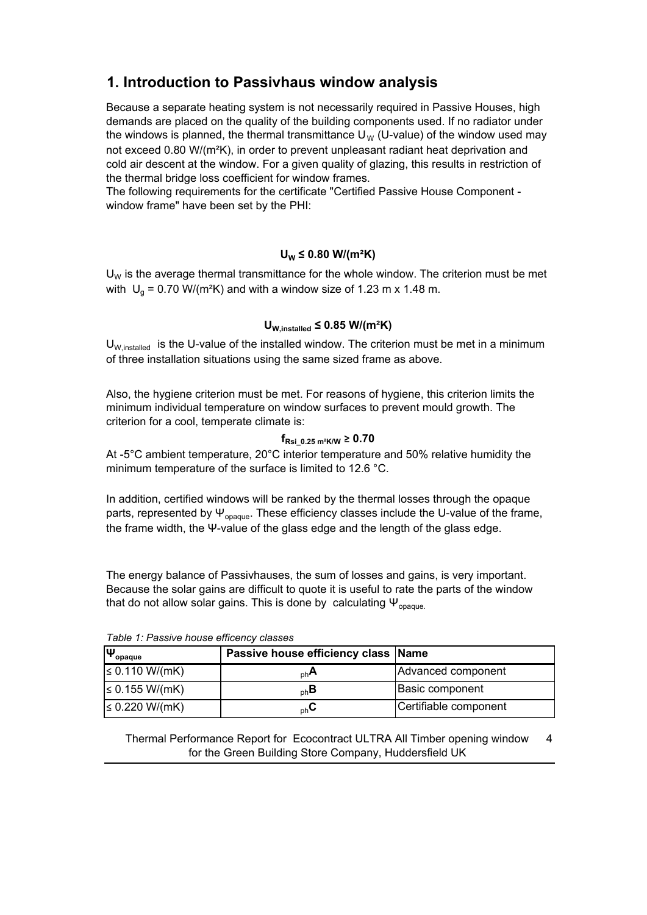## 1. Introduction to Passivhaus window analysis

Because a separate heating system is not necessarily required in Passive Houses, high demands are placed on the quality of the building components used. If no radiator under the windows is planned, the thermal transmittance $U_W$ (U-value) of the window used may not exceed 0.80 W/(m²K), in order to prevent unpleasant radiant heat deprivation and cold air descent at the window. For a given quality of glazing, this results in restriction of the thermal bridge loss coefficient for window frames.
The following requirements for the certificate "Certified Passive House Component - window frame" have been set by the PHI:

$$U_W \leq 0.80 \text{ W/(m}^2\text{K)}$$

$U_W$ is the average thermal transmittance for the whole window. The criterion must be met with $U_g$ = 0.70 W/(m²K) and with a window size of 1.23 m x 1.48 m.

$$U_{W,installed} \leq 0.85 \text{ W/(m}^2\text{K)}$$

$U_{W,installed}$ is the U-value of the installed window. The criterion must be met in a minimum of three installation situations using the same sized frame as above.

Also, the hygiene criterion must be met. For reasons of hygiene, this criterion limits the minimum individual temperature on window surfaces to prevent mould growth. The criterion for a cool, temperate climate is:

$$f_{Rsi\_0.25\ m^2K/W} \geq 0.70$$

At -5°C ambient temperature, 20°C interior temperature and 50% relative humidity the minimum temperature of the surface is limited to 12.6 °C.

In addition, certified windows will be ranked by the thermal losses through the opaque parts, represented by $\Psi_{opaque}$. These efficiency classes include the U-value of the frame, the frame width, the Ψ-value of the glass edge and the length of the glass edge.

The energy balance of Passivhauses, the sum of losses and gains, is very important. Because the solar gains are difficult to quote it is useful to rate the parts of the window that do not allow solar gains. This is done by calculating $\Psi_{opaque}$.

*Table 1: Passive house efficency classes*

| $\Psi_{opaque}$ | Passive house efficiency class | Name |
|---|---|---|
| ≤ 0.110 W/(mK) | $_{ph}$**A** | Advanced component |
| ≤ 0.155 W/(mK) | $_{ph}$**B** | Basic component |
| ≤ 0.220 W/(mK) | $_{ph}$**C** | Certifiable component |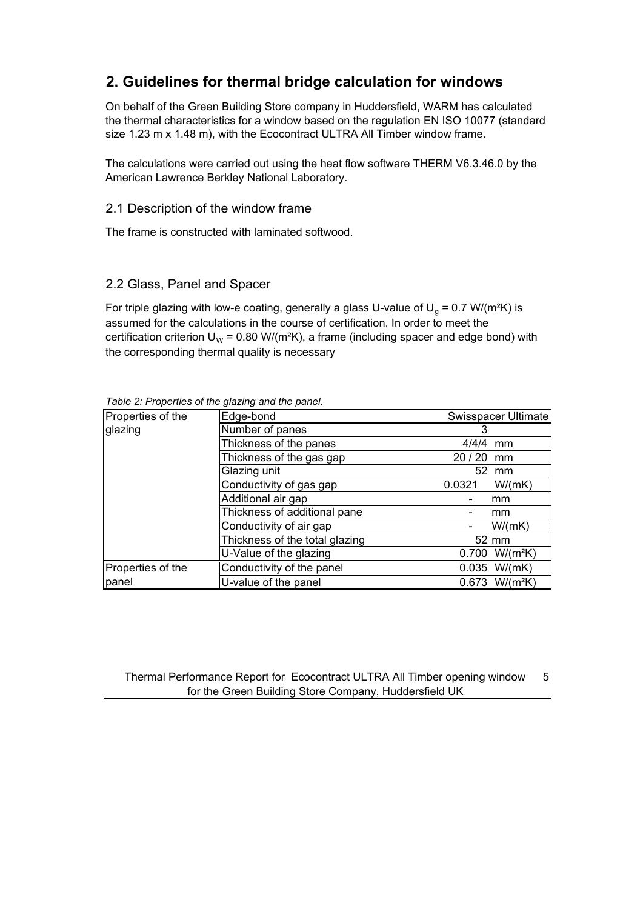## 2. Guidelines for thermal bridge calculation for windows

On behalf of the Green Building Store company in Huddersfield, WARM has calculated the thermal characteristics for a window based on the regulation EN ISO 10077 (standard size 1.23 m x 1.48 m), with the Ecocontract ULTRA All Timber window frame.

The calculations were carried out using the heat flow software THERM V6.3.46.0 by the American Lawrence Berkley National Laboratory.

### 2.1 Description of the window frame

The frame is constructed with laminated softwood.

### 2.2 Glass, Panel and Spacer

For triple glazing with low-e coating, generally a glass U-value of $U_g$ = 0.7 W/(m²K) is assumed for the calculations in the course of certification. In order to meet the certification criterion $U_W$ = 0.80 W/(m²K), a frame (including spacer and edge bond) with the corresponding thermal quality is necessary

*Table 2: Properties of the glazing and the panel.*

| | | |
|---|---|---|
| Properties of the glazing | Edge-bond | Swisspacer Ultimate |
| | Number of panes | 3 |
| | Thickness of the panes | 4/4/4 mm |
| | Thickness of the gas gap | 20 / 20 mm |
| | Glazing unit | 52 mm |
| | Conductivity of gas gap | 0.0321 W/(mK) |
| | Additional air gap | - mm |
| | Thickness of additional pane | - mm |
| | Conductivity of air gap | - W/(mK) |
| | Thickness of the total glazing | 52 mm |
| | U-Value of the glazing | 0.700 W/(m²K) |
| Properties of the panel | Conductivity of the panel | 0.035 W/(mK) |
| | U-value of the panel | 0.673 W/(m²K) |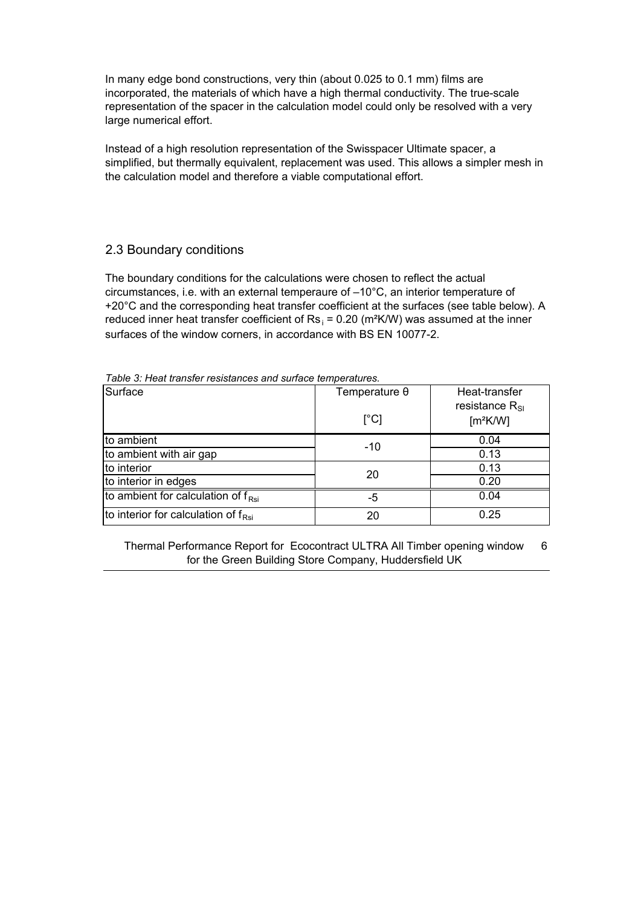In many edge bond constructions, very thin (about 0.025 to 0.1 mm) films are incorporated, the materials of which have a high thermal conductivity. The true-scale representation of the spacer in the calculation model could only be resolved with a very large numerical effort.

Instead of a high resolution representation of the Swisspacer Ultimate spacer, a simplified, but thermally equivalent, replacement was used. This allows a simpler mesh in the calculation model and therefore a viable computational effort.

## 2.3 Boundary conditions

The boundary conditions for the calculations were chosen to reflect the actual circumstances, i.e. with an external temperaure of –10°C, an interior temperature of +20°C and the corresponding heat transfer coefficient at the surfaces (see table below). A reduced inner heat transfer coefficient of $Rs_i$ = 0.20 (m²K/W) was assumed at the inner surfaces of the window corners, in accordance with BS EN 10077-2.

*Table 3: Heat transfer resistances and surface temperatures.*

| Surface | Temperature θ [°C] | Heat-transfer resistance $R_{SI}$ [m²K/W] |
|---|---|---|
| to ambient | -10 | 0.04 |
| to ambient with air gap | | 0.13 |
| to interior | 20 | 0.13 |
| to interior in edges | | 0.20 |
| to ambient for calculation of $f_{Rsi}$ | -5 | 0.04 |
| to interior for calculation of $f_{Rsi}$ | 20 | 0.25 |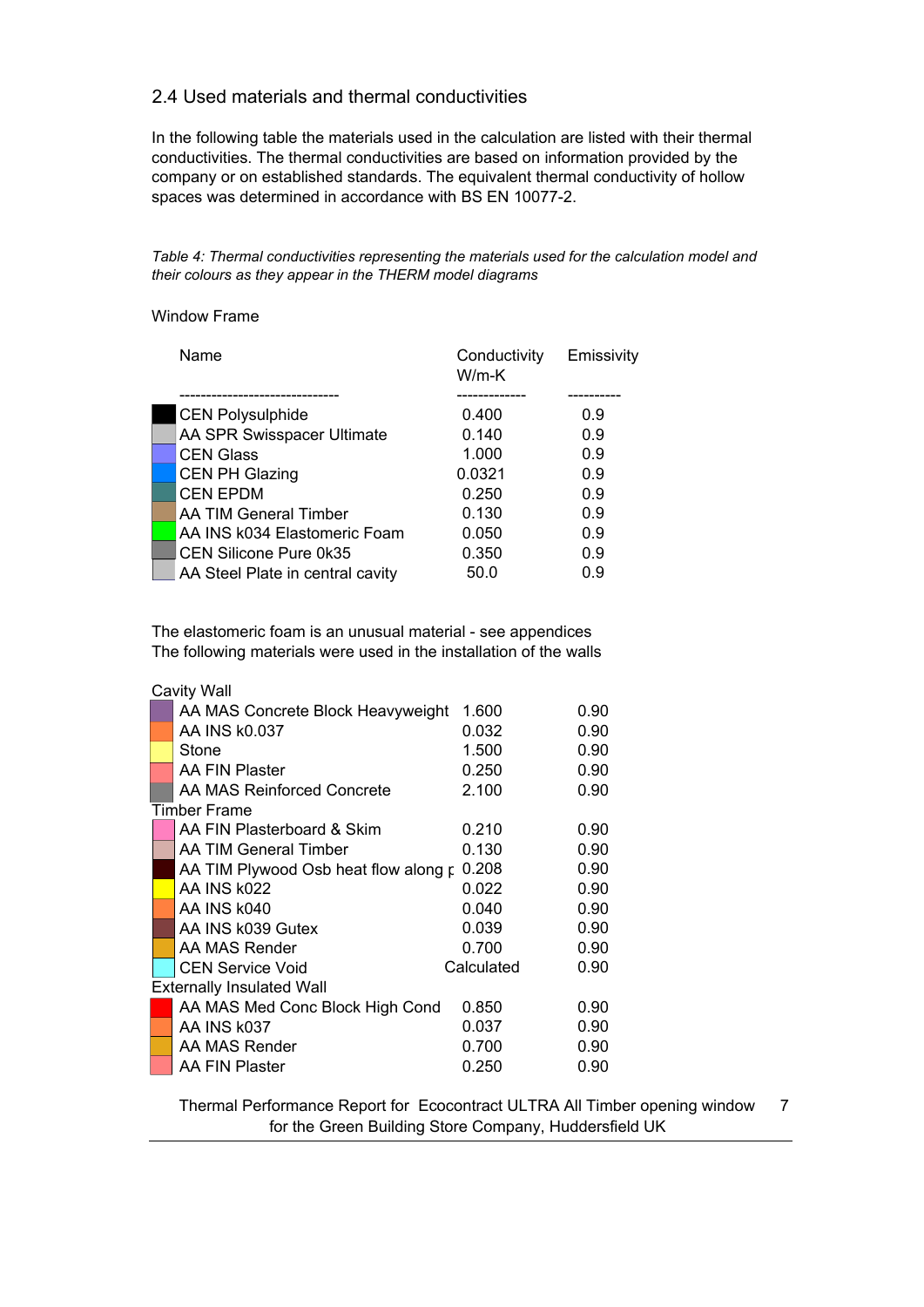## 2.4 Used materials and thermal conductivities

In the following table the materials used in the calculation are listed with their thermal conductivities. The thermal conductivities are based on information provided by the company or on established standards. The equivalent thermal conductivity of hollow spaces was determined in accordance with BS EN 10077-2.

*Table 4: Thermal conductivities representing the materials used for the calculation model and their colours as they appear in the THERM model diagrams*

Window Frame

| Name | Conductivity W/m-K | Emissivity |
|---|---|---|
| CEN Polysulphide | 0.400 | 0.9 |
| AA SPR Swisspacer Ultimate | 0.140 | 0.9 |
| CEN Glass | 1.000 | 0.9 |
| CEN PH Glazing | 0.0321 | 0.9 |
| CEN EPDM | 0.250 | 0.9 |
| AA TIM General Timber | 0.130 | 0.9 |
| AA INS k034 Elastomeric Foam | 0.050 | 0.9 |
| CEN Silicone Pure 0k35 | 0.350 | 0.9 |
| AA Steel Plate in central cavity | 50.0 | 0.9 |

The elastomeric foam is an unusual material - see appendices
The following materials were used in the installation of the walls

| Name | Conductivity W/m-K | Emissivity |
|---|---|---|
| **Cavity Wall** | | |
| AA MAS Concrete Block Heavyweight | 1.600 | 0.90 |
| AA INS k0.037 | 0.032 | 0.90 |
| Stone | 1.500 | 0.90 |
| AA FIN Plaster | 0.250 | 0.90 |
| AA MAS Reinforced Concrete | 2.100 | 0.90 |
| **Timber Frame** | | |
| AA FIN Plasterboard & Skim | 0.210 | 0.90 |
| AA TIM General Timber | 0.130 | 0.90 |
| AA TIM Plywood Osb heat flow along p | 0.208 | 0.90 |
| AA INS k022 | 0.022 | 0.90 |
| AA INS k040 | 0.040 | 0.90 |
| AA INS k039 Gutex | 0.039 | 0.90 |
| AA MAS Render | 0.700 | 0.90 |
| CEN Service Void | Calculated | 0.90 |
| **Externally Insulated Wall** | | |
| AA MAS Med Conc Block High Cond | 0.850 | 0.90 |
| AA INS k037 | 0.037 | 0.90 |
| AA MAS Render | 0.700 | 0.90 |
| AA FIN Plaster | 0.250 | 0.90 |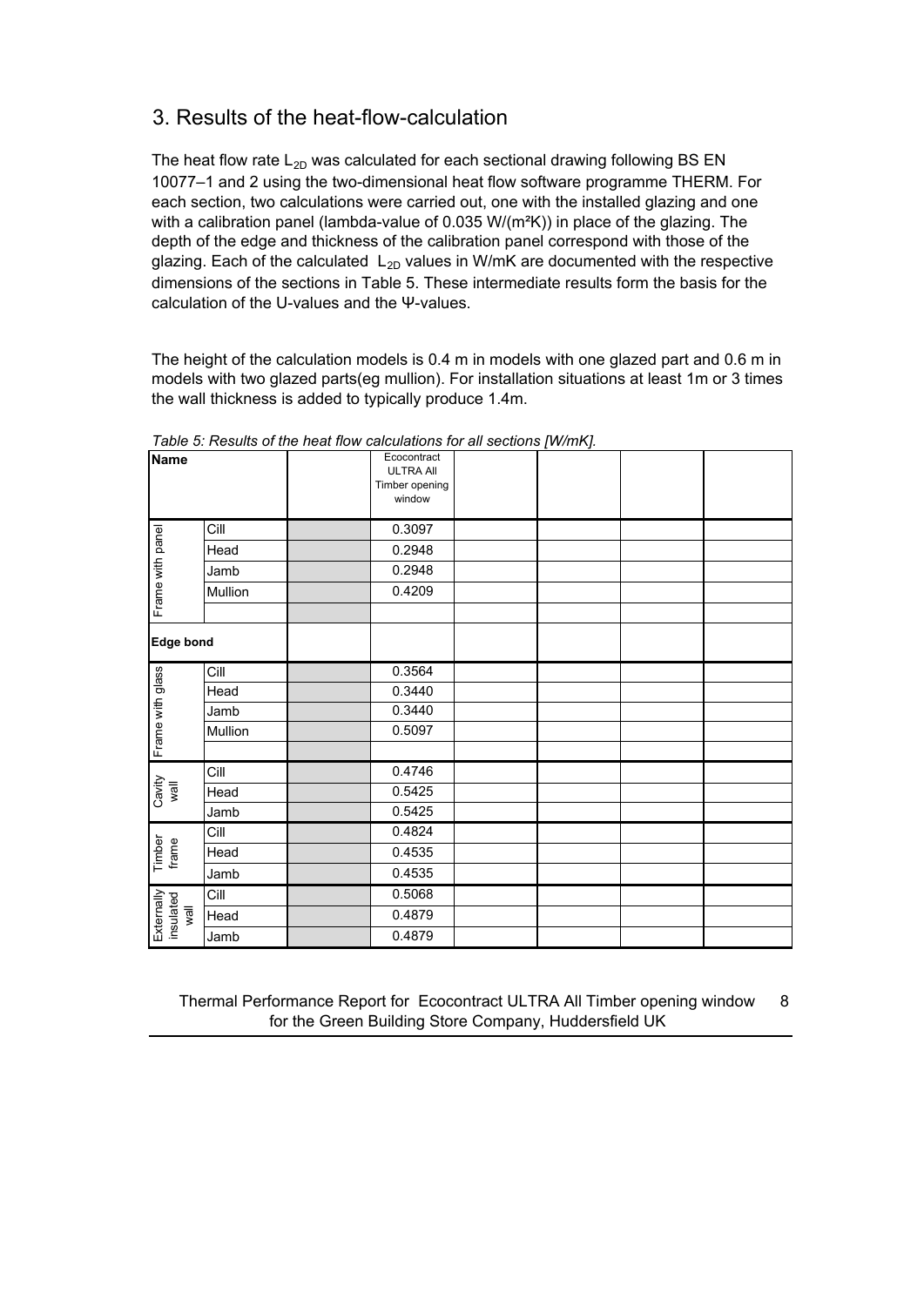## 3. Results of the heat-flow-calculation

The heat flow rate $L_{2D}$ was calculated for each sectional drawing following BS EN 10077–1 and 2 using the two-dimensional heat flow software programme THERM. For each section, two calculations were carried out, one with the installed glazing and one with a calibration panel (lambda-value of 0.035 W/(m²K)) in place of the glazing. The depth of the edge and thickness of the calibration panel correspond with those of the glazing. Each of the calculated $L_{2D}$ values in W/mK are documented with the respective dimensions of the sections in Table 5. These intermediate results form the basis for the calculation of the U-values and the Ψ-values.

The height of the calculation models is 0.4 m in models with one glazed part and 0.6 m in models with two glazed parts(eg mullion). For installation situations at least 1m or 3 times the wall thickness is added to typically produce 1.4m.

*Table 5: Results of the heat flow calculations for all sections [W/mK].*

| **Name** | | | Ecocontract ULTRA All Timber opening window | | | | |
|---|---|---|---|---|---|---|---|
| Frame with panel | Cill | | 0.3097 | | | | |
| | Head | | 0.2948 | | | | |
| | Jamb | | 0.2948 | | | | |
| | Mullion | | 0.4209 | | | | |
| | | | | | | | |
| **Edge bond** | | | | | | | |
| Frame with glass | Cill | | 0.3564 | | | | |
| | Head | | 0.3440 | | | | |
| | Jamb | | 0.3440 | | | | |
| | Mullion | | 0.5097 | | | | |
| | | | | | | | |
| Cavity wall | Cill | | 0.4746 | | | | |
| | Head | | 0.5425 | | | | |
| | Jamb | | 0.5425 | | | | |
| Timber frame | Cill | | 0.4824 | | | | |
| | Head | | 0.4535 | | | | |
| | Jamb | | 0.4535 | | | | |
| Externally insulated wall | Cill | | 0.5068 | | | | |
| | Head | | 0.4879 | | | | |
| | Jamb | | 0.4879 | | | | |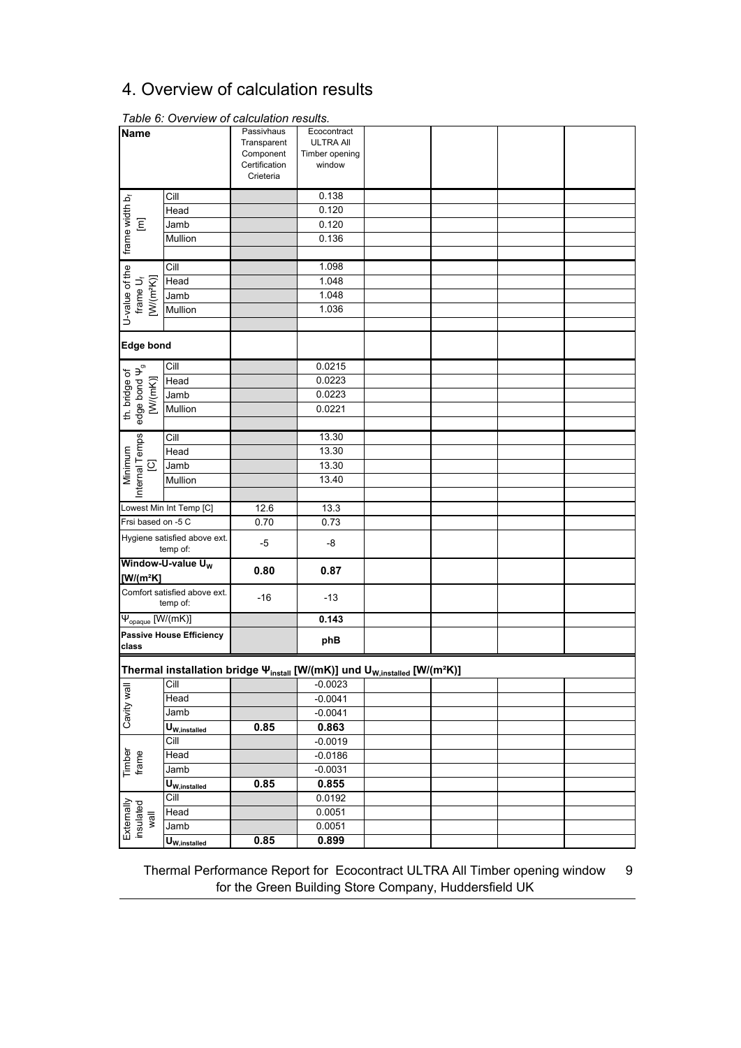# 4. Overview of calculation results

*Table 6: Overview of calculation results.*

| Name | | Passivhaus Transparent Component Certification Crieteria | Ecocontract ULTRA All Timber opening window | | | | |
|---|---|---|---|---|---|---|---|
| frame width $b_f$ [m] | Cill | | 0.138 | | | | |
| | Head | | 0.120 | | | | |
| | Jamb | | 0.120 | | | | |
| | Mullion | | 0.136 | | | | |
| | | | | | | | |
| U-value of the frame $U_f$ [W/(m²K)] | Cill | | 1.098 | | | | |
| | Head | | 1.048 | | | | |
| | Jamb | | 1.048 | | | | |
| | Mullion | | 1.036 | | | | |
| | | | | | | | |
| **Edge bond** | | | | | | | |
| th. bridge of edge bond $\Psi_g$ [W/(mK)] | Cill | | 0.0215 | | | | |
| | Head | | 0.0223 | | | | |
| | Jamb | | 0.0223 | | | | |
| | Mullion | | 0.0221 | | | | |
| | | | | | | | |
| Minimum Internal Temps [C] | Cill | | 13.30 | | | | |
| | Head | | 13.30 | | | | |
| | Jamb | | 13.30 | | | | |
| | Mullion | | 13.40 | | | | |
| | | | | | | | |
| Lowest Min Int Temp [C] | | 12.6 | 13.3 | | | | |
| Frsi based on -5 C | | 0.70 | 0.73 | | | | |
| Hygiene satisfied above ext. temp of: | | -5 | -8 | | | | |
| **Window-U-value $U_W$ [W/(m²K]** | | **0.80** | **0.87** | | | | |
| Comfort satisfied above ext. temp of: | | -16 | -13 | | | | |
| $\Psi_{opaque}$ [W/(mK)] | | | **0.143** | | | | |
| **Passive House Efficiency class** | | | **phB** | | | | |
| **Thermal installation bridge $\Psi_{install}$ [W/(mK)] und $U_{W,installed}$ [W/(m²K)]** | | | | | | | |
| Cavity wall | Cill | | -0.0023 | | | | |
| | Head | | -0.0041 | | | | |
| | Jamb | | -0.0041 | | | | |
| | $U_{W,installed}$ | **0.85** | **0.863** | | | | |
| Timber frame | Cill | | -0.0019 | | | | |
| | Head | | -0.0186 | | | | |
| | Jamb | | -0.0031 | | | | |
| | $U_{W,installed}$ | **0.85** | **0.855** | | | | |
| Externally insulated wall | Cill | | 0.0192 | | | | |
| | Head | | 0.0051 | | | | |
| | Jamb | | 0.0051 | | | | |
| | $U_{W,installed}$ | **0.85** | **0.899** | | | | |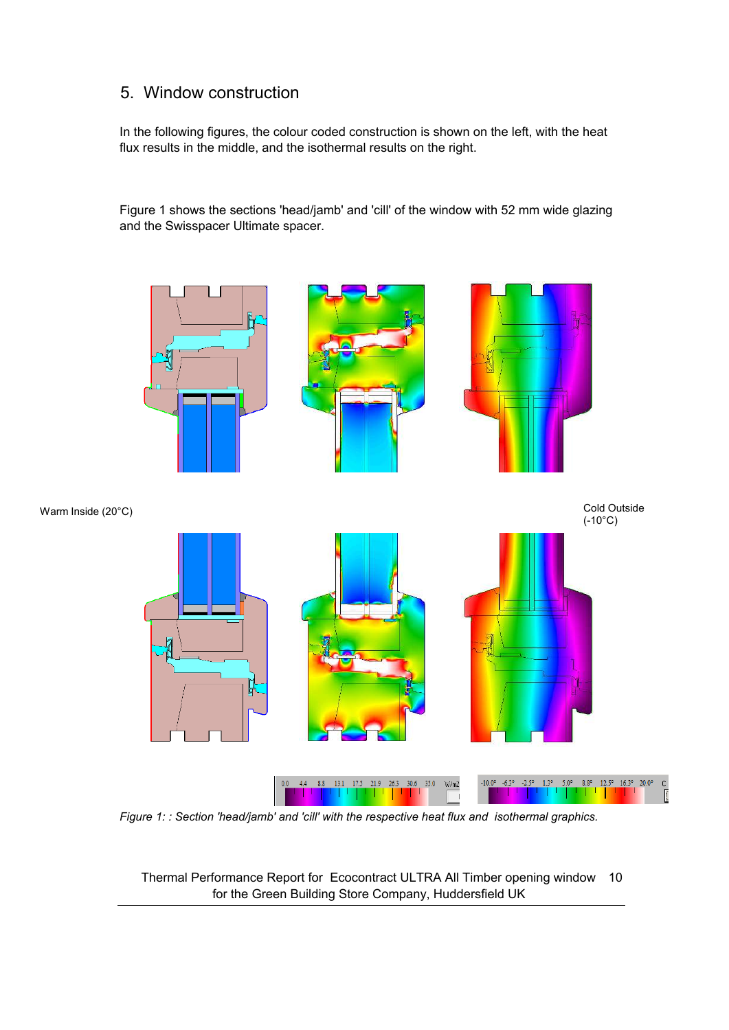## 5. Window construction

In the following figures, the colour coded construction is shown on the left, with the heat flux results in the middle, and the isothermal results on the right.

Figure 1 shows the sections 'head/jamb' and 'cill' of the window with 52 mm wide glazing and the Swisspacer Ultimate spacer.

Warm Inside (20°C)

Cold Outside (-10°C)

0.0 4.4 8.8 13.1 17.5 21.9 26.3 30.6 35.0 W/m2

-10.0° -6.3° -2.5° 1.3° 5.0° 8.8° 12.5° 16.3° 20.0° C

*Figure 1: : Section 'head/jamb' and 'cill' with the respective heat flux and isothermal graphics.*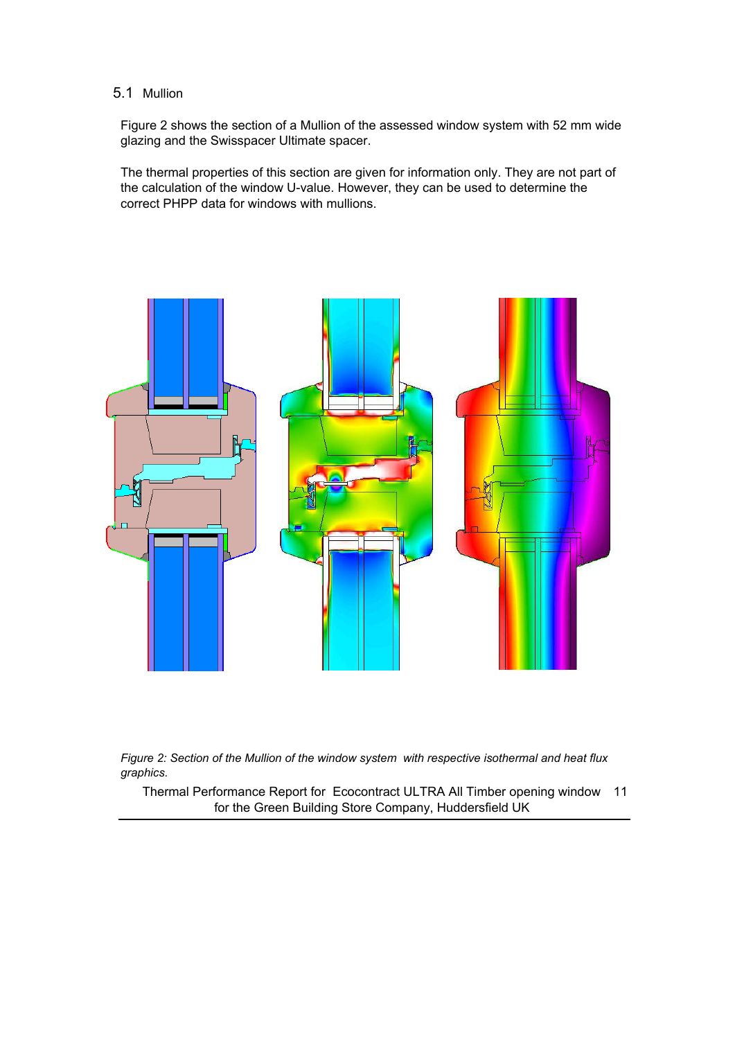## 5.1 Mullion

Figure 2 shows the section of a Mullion of the assessed window system with 52 mm wide glazing and the Swisspacer Ultimate spacer.

The thermal properties of this section are given for information only. They are not part of the calculation of the window U-value. However, they can be used to determine the correct PHPP data for windows with mullions.

*Figure 2: Section of the Mullion of the window system with respective isothermal and heat flux graphics.*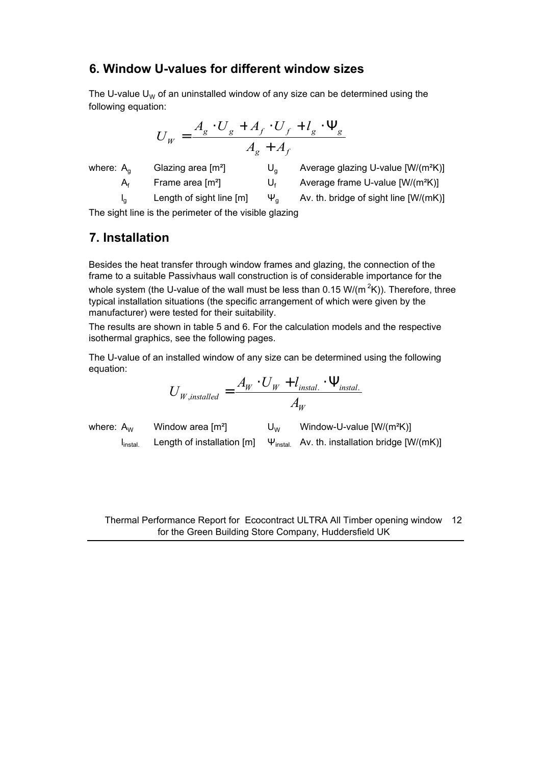## 6. Window U-values for different window sizes

The U-value $U_W$ of an uninstalled window of any size can be determined using the following equation:

$$U_W = \frac{A_g \cdot U_g + A_f \cdot U_f + l_g \cdot \Psi_g}{A_g + A_f}$$

| where: | | | |
|---|---|---|---|
| $A_g$ | Glazing area [m²] | $U_g$ | Average glazing U-value [W/(m²K)] |
| $A_f$ | Frame area [m²] | $U_f$ | Average frame U-value [W/(m²K)] |
| $l_g$ | Length of sight line [m] | $\Psi_g$ | Av. th. bridge of sight line [W/(mK)] |

The sight line is the perimeter of the visible glazing

## 7. Installation

Besides the heat transfer through window frames and glazing, the connection of the frame to a suitable Passivhaus wall construction is of considerable importance for the whole system (the U-value of the wall must be less than 0.15 W/(m$^2$K)). Therefore, three typical installation situations (the specific arrangement of which were given by the manufacturer) were tested for their suitability.

The results are shown in table 5 and 6. For the calculation models and the respective isothermal graphics, see the following pages.

The U-value of an installed window of any size can be determined using the following equation:

$$U_{W,installed} = \frac{A_W \cdot U_W + l_{instal.} \cdot \Psi_{instal.}}{A_W}$$

| where: | | | |
|---|---|---|---|
| $A_W$ | Window area [m²] | $U_W$ | Window-U-value [W/(m²K)] |
| $l_{instal.}$ | Length of installation [m] | $\Psi_{instal.}$ | Av. th. installation bridge [W/(mK)] |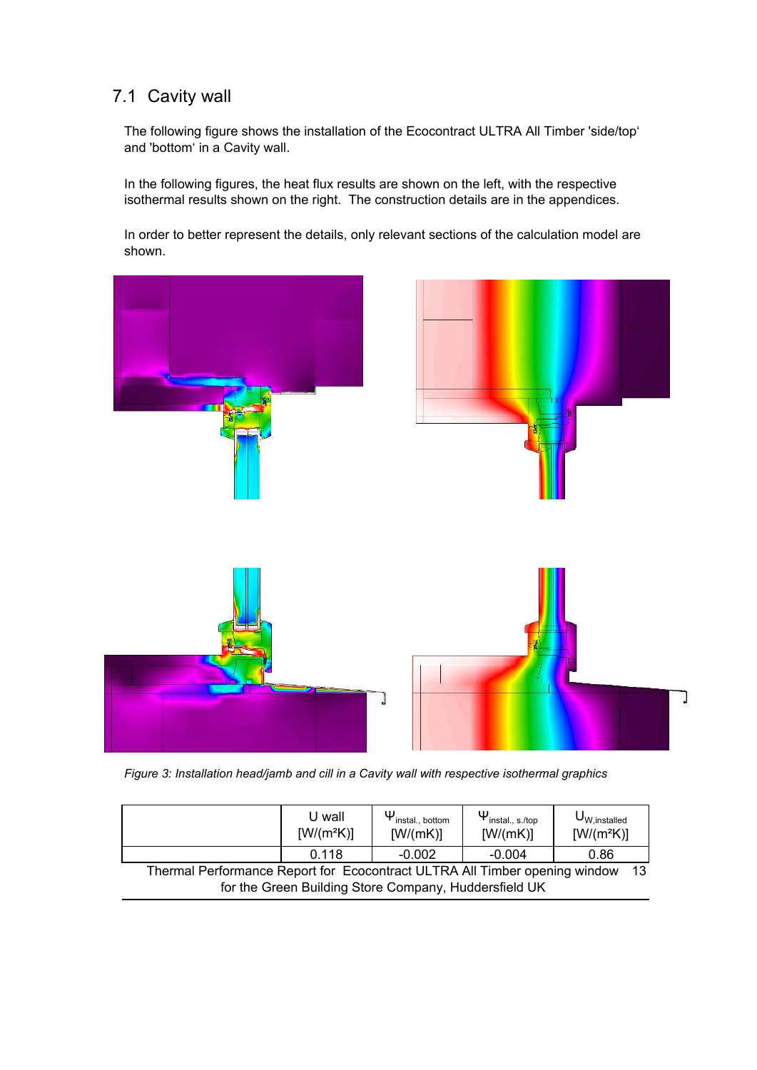## 7.1 Cavity wall

The following figure shows the installation of the Ecocontract ULTRA All Timber 'side/top' and 'bottom' in a Cavity wall.

In the following figures, the heat flux results are shown on the left, with the respective isothermal results shown on the right. The construction details are in the appendices.

In order to better represent the details, only relevant sections of the calculation model are shown.

*Figure 3: Installation head/jamb and cill in a Cavity wall with respective isothermal graphics*

| | U wall [W/(m²K)] | $\Psi_{\text{instal., bottom}}$ [W/(mK)] | $\Psi_{\text{instal., s./top}}$ [W/(mK)] | $U_{\text{W,installed}}$ [W/(m²K)] |
|---|---|---|---|---|
| | 0.118 | -0.002 | -0.004 | 0.86 |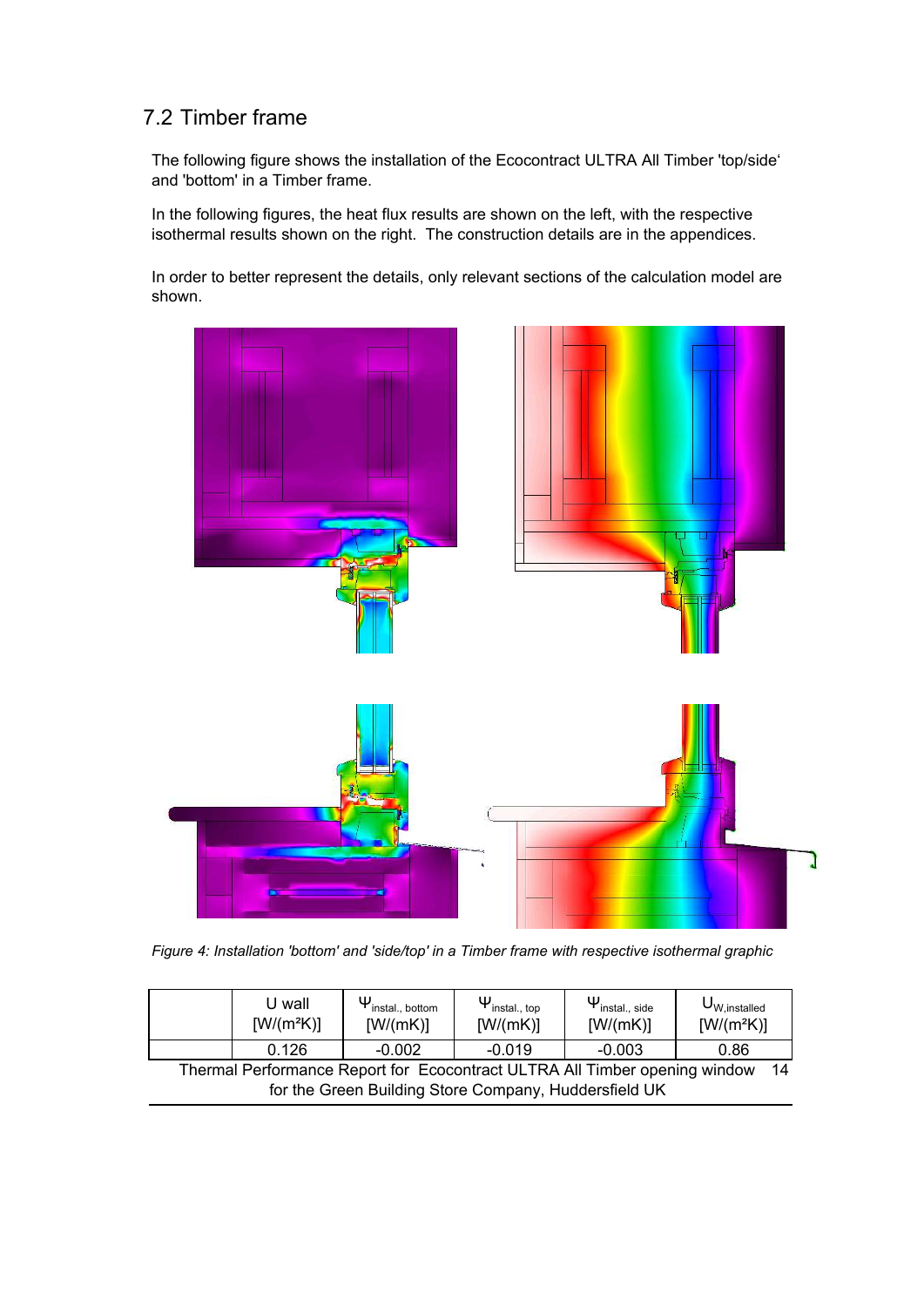## 7.2 Timber frame

The following figure shows the installation of the Ecocontract ULTRA All Timber 'top/side' and 'bottom' in a Timber frame.

In the following figures, the heat flux results are shown on the left, with the respective isothermal results shown on the right. The construction details are in the appendices.

In order to better represent the details, only relevant sections of the calculation model are shown.

*Figure 4: Installation 'bottom' and 'side/top' in a Timber frame with respective isothermal graphic*

| | U wall [W/(m²K)] | $\Psi_{instal., bottom}$ [W/(mK)] | $\Psi_{instal., top}$ [W/(mK)] | $\Psi_{instal., side}$ [W/(mK)] | $U_{W,installed}$ [W/(m²K)] |
|---|---|---|---|---|---|
| | 0.126 | -0.002 | -0.019 | -0.003 | 0.86 |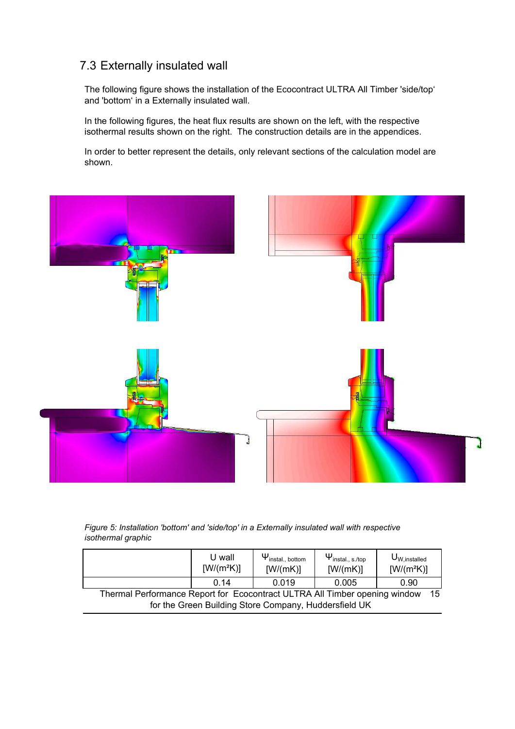## 7.3 Externally insulated wall

The following figure shows the installation of the Ecocontract ULTRA All Timber 'side/top' and 'bottom' in a Externally insulated wall.

In the following figures, the heat flux results are shown on the left, with the respective isothermal results shown on the right. The construction details are in the appendices.

In order to better represent the details, only relevant sections of the calculation model are shown.

*Figure 5: Installation 'bottom' and 'side/top' in a Externally insulated wall with respective isothermal graphic*

| | U wall [W/(m²K)] | $\Psi_{instal., bottom}$ [W/(mK)] | $\Psi_{instal., s./top}$ [W/(mK)] | $U_{W,installed}$ [W/(m²K)] |
|---|---|---|---|---|
| | 0.14 | 0.019 | 0.005 | 0.90 |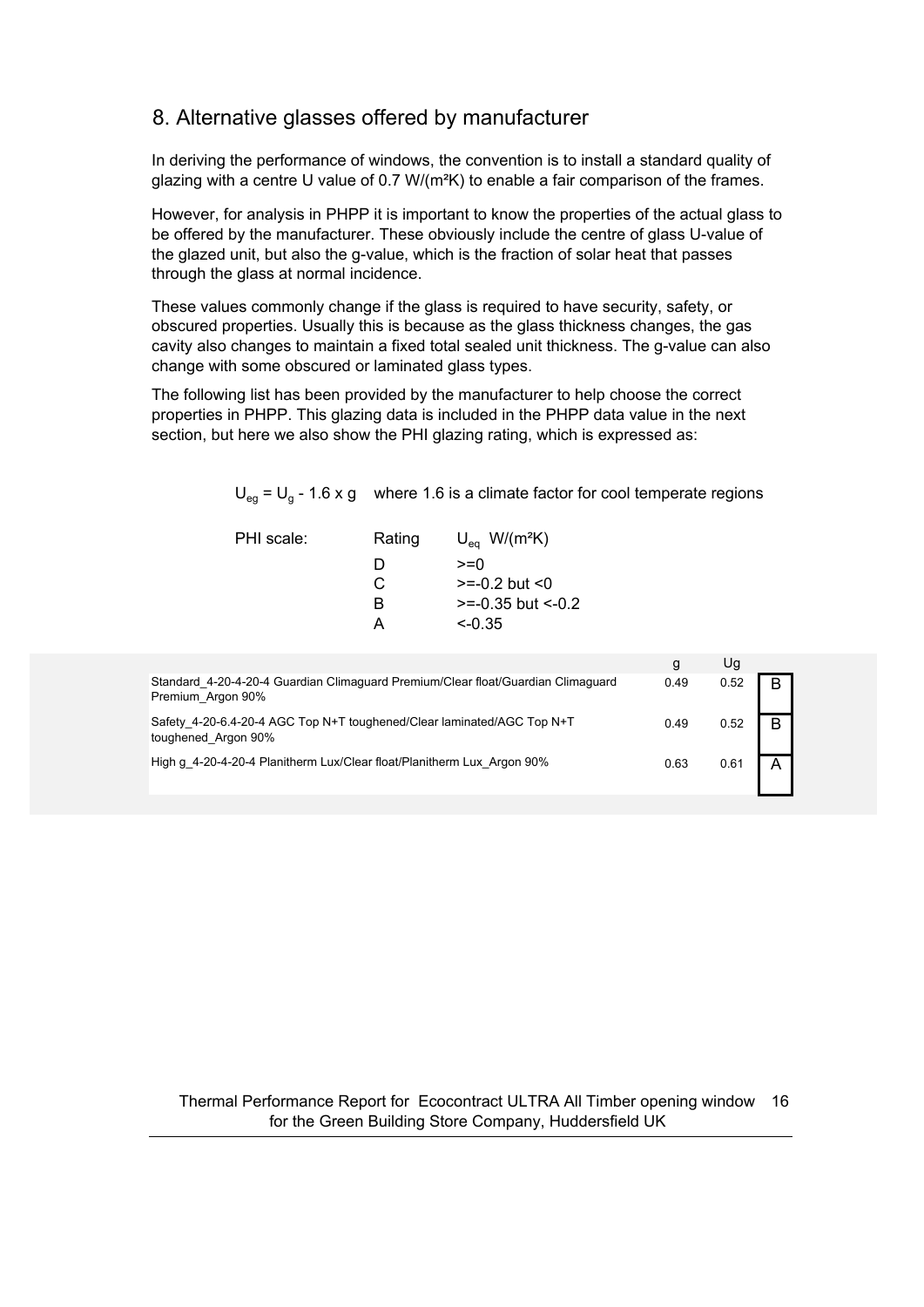## 8. Alternative glasses offered by manufacturer

In deriving the performance of windows, the convention is to install a standard quality of glazing with a centre U value of 0.7 W/(m²K) to enable a fair comparison of the frames.

However, for analysis in PHPP it is important to know the properties of the actual glass to be offered by the manufacturer. These obviously include the centre of glass U-value of the glazed unit, but also the g-value, which is the fraction of solar heat that passes through the glass at normal incidence.

These values commonly change if the glass is required to have security, safety, or obscured properties. Usually this is because as the glass thickness changes, the gas cavity also changes to maintain a fixed total sealed unit thickness. The g-value can also change with some obscured or laminated glass types.

The following list has been provided by the manufacturer to help choose the correct properties in PHPP. This glazing data is included in the PHPP data value in the next section, but here we also show the PHI glazing rating, which is expressed as:

$U_{eg} = U_g - 1.6 \times g$ where 1.6 is a climate factor for cool temperate regions

PHI scale:

| Rating | $U_{eq}$ W/(m²K) |
|---|---|
| D | >=0 |
| C | >=-0.2 but <0 |
| B | >=-0.35 but <-0.2 |
| A | <-0.35 |

| | g | Ug | |
|---|---|---|---|
| Standard_4-20-4-20-4 Guardian Climaguard Premium/Clear float/Guardian Climaguard Premium_Argon 90% | 0.49 | 0.52 | B |
| Safety_4-20-6.4-20-4 AGC Top N+T toughened/Clear laminated/AGC Top N+T toughened_Argon 90% | 0.49 | 0.52 | B |
| High g_4-20-4-20-4 Planitherm Lux/Clear float/Planitherm Lux_Argon 90% | 0.63 | 0.61 | A |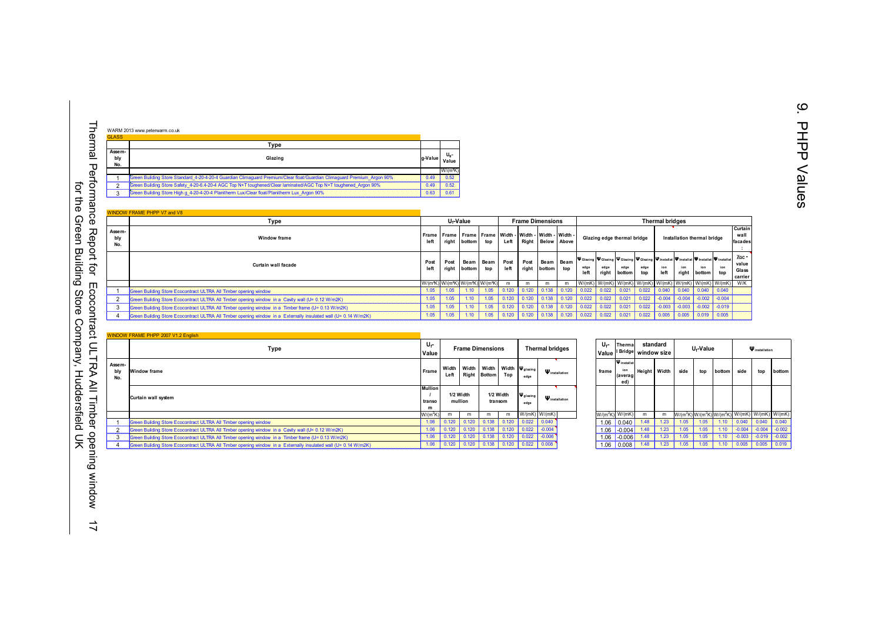# 9. PHPP Values

WARM 2013 www.peterwarm.co.uk

GLASS

| Assembly No. | Type / Glazing | g-Value | $U_g$-Value |
|---|---|---|---|
| | | | $W/(m^2K)$ |
| 1 | Green Building Store Standard_4-20-4-20-4 Guardian Climaguard Premium/Clear float/Guardian Climaguard Premium_Argon 90% | 0.49 | 0.52 |
| 2 | Green Building Store Safety_4-20-6.4-20-4 AGC Top N+T toughened/Clear laminated/AGC Top N+T toughened_Argon 90% | 0.49 | 0.52 |
| 3 | Green Building Store High g_4-20-4-20-4 Planitherm Lux/Clear float/Planitherm Lux_Argon 90% | 0.63 | 0.61 |

WINDOW FRAME PHPP V7 and V8

| Assembly No. | Type | $U_f$-Value | | | | Frame Dimensions | | | | Thermal bridges | | | | | | | | |
|---|---|---|---|---|---|---|---|---|---|---|---|---|---|---|---|---|---|---|
| | Window frame | Frame left | Frame right | Frame bottom | Frame top | Width - Left | Width - Right | Width - Below | Width - Above | Glazing edge thermal bridge | | | | Installation thermal bridge | | | | Curtain wall facades: |
| | Curtain wall facade | Post left | Post right | Beam bottom | Beam top | Post left | Post right | Beam bottom | Beam top | $\Psi_{Glazing\ edge}$ left | $\Psi_{Glazing\ edge}$ right | $\Psi_{Glazing\ edge}$ bottom | $\Psi_{Glazing\ edge}$ top | $\Psi_{Installation}$ left | $\Psi_{Installation}$ right | $\Psi_{Installation}$ bottom | $\Psi_{Installation}$ top | $\chi_{GC}$-value Glass carrier |
| | | $W/(m^2K)$ | $W/(m^2K)$ | $W/(m^2K)$ | $W/(m^2K)$ | m | m | m | m | W/(mK) | W/(mK) | W/(mK) | W/(mK) | W/(mK) | W/(mK) | W/(mK) | W/(mK) | W/K |
| 1 | Green Building Store Ecocontract ULTRA All Timber opening window | 1.05 | 1.05 | 1.10 | 1.05 | 0.120 | 0.120 | 0.138 | 0.120 | 0.022 | 0.022 | 0.021 | 0.022 | 0.040 | 0.040 | 0.040 | 0.040 | |
| 2 | Green Building Store Ecocontract ULTRA All Timber opening window in a Cavity wall (U= 0.12 W/m2K) | 1.05 | 1.05 | 1.10 | 1.05 | 0.120 | 0.120 | 0.138 | 0.120 | 0.022 | 0.022 | 0.021 | 0.022 | -0.004 | -0.004 | -0.002 | -0.004 | |
| 3 | Green Building Store Ecocontract ULTRA All Timber opening window in a Timber frame (U= 0.13 W/m2K) | 1.05 | 1.05 | 1.10 | 1.05 | 0.120 | 0.120 | 0.138 | 0.120 | 0.022 | 0.022 | 0.021 | 0.022 | -0.003 | -0.003 | -0.002 | -0.019 | |
| 4 | Green Building Store Ecocontract ULTRA All Timber opening window in a Externally insulated wall (U= 0.14 W/m2K) | 1.05 | 1.05 | 1.10 | 1.05 | 0.120 | 0.120 | 0.138 | 0.120 | 0.022 | 0.022 | 0.021 | 0.022 | 0.005 | 0.005 | 0.019 | 0.005 | |

WINDOW FRAME PHPP 2007 V1.2 English

| Assembly No. | Type | $U_f$-Value | Frame Dimensions | | | | Thermal bridges | |
|---|---|---|---|---|---|---|---|---|
| | Window frame | Frame | Width Left | Width Right | Width Bottom | Width Top | $\Psi_{glazing\ edge}$ | $\Psi_{installation}$ |
| | Curtain wall system | Mullion / transom | 1/2 Width mullion | | 1/2 Width transom | | $\Psi_{glazing\ edge}$ | $\Psi_{installation}$ |
| | | $W/(m^2K)$ | m | m | m | m | W/(mK) | W/(mK) |
| 1 | Green Building Store Ecocontract ULTRA All Timber opening window | 1.06 | 0.120 | 0.120 | 0.138 | 0.120 | 0.022 | 0.040 |
| 2 | Green Building Store Ecocontract ULTRA All Timber opening window in a Cavity wall (U= 0.12 W/m2K) | 1.06 | 0.120 | 0.120 | 0.138 | 0.120 | 0.022 | -0.004 |
| 3 | Green Building Store Ecocontract ULTRA All Timber opening window in a Timber frame (U= 0.13 W/m2K) | 1.06 | 0.120 | 0.120 | 0.138 | 0.120 | 0.022 | -0.006 |
| 4 | Green Building Store Ecocontract ULTRA All Timber opening window in a Externally insulated wall (U= 0.14 W/m2K) | 1.06 | 0.120 | 0.120 | 0.138 | 0.120 | 0.022 | 0.008 |

| $U_f$-Value | Thermal Bridge | standard window size | | $U_f$-Value | | | $\Psi_{installation}$ | | |
|---|---|---|---|---|---|---|---|---|---|
| frame | $\Psi_{installation}$ (averaged) | Height | Width | side | top | bottom | side | top | bottom |
| $W/(m^2K)$ | W/(mK) | m | m | $W/(m^2K)$ | $W/(m^2K)$ | $W/(m^2K)$ | W/(mK) | W/(mK) | W/(mK) |
| 1.06 | 0.040 | 1.48 | 1.23 | 1.05 | 1.05 | 1.10 | 0.040 | 0.040 | 0.040 |
| 1.06 | -0.004 | 1.48 | 1.23 | 1.05 | 1.05 | 1.10 | -0.004 | -0.004 | -0.002 |
| 1.06 | -0.006 | 1.48 | 1.23 | 1.05 | 1.05 | 1.10 | -0.003 | -0.019 | -0.002 |
| 1.06 | 0.008 | 1.48 | 1.23 | 1.05 | 1.05 | 1.10 | 0.005 | 0.005 | 0.019 |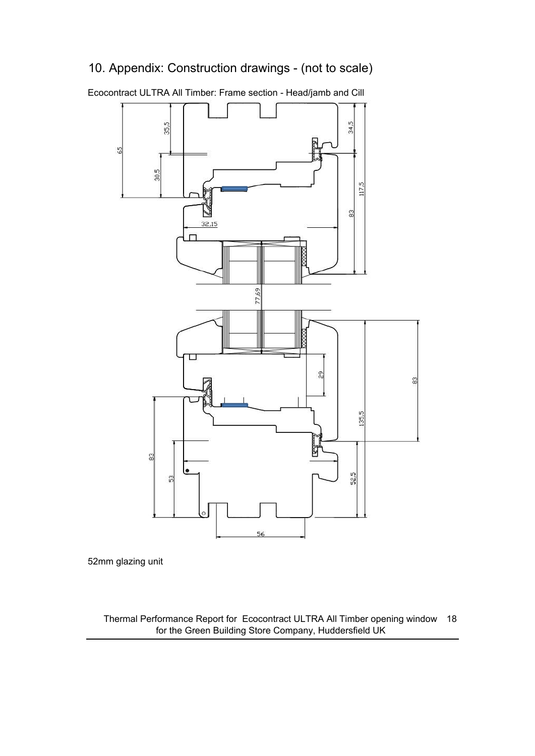# 10. Appendix: Construction drawings - (not to scale)

Ecocontract ULTRA All Timber: Frame section - Head/jamb and Cill

52mm glazing unit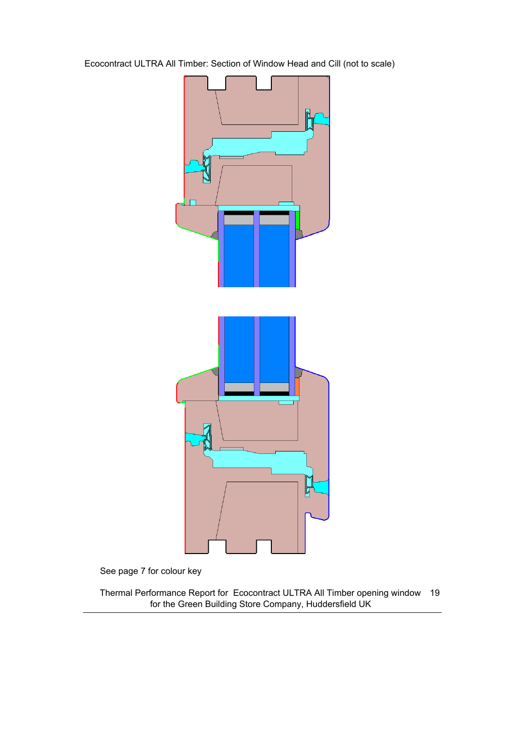Ecocontract ULTRA All Timber: Section of Window Head and Cill (not to scale)

See page 7 for colour key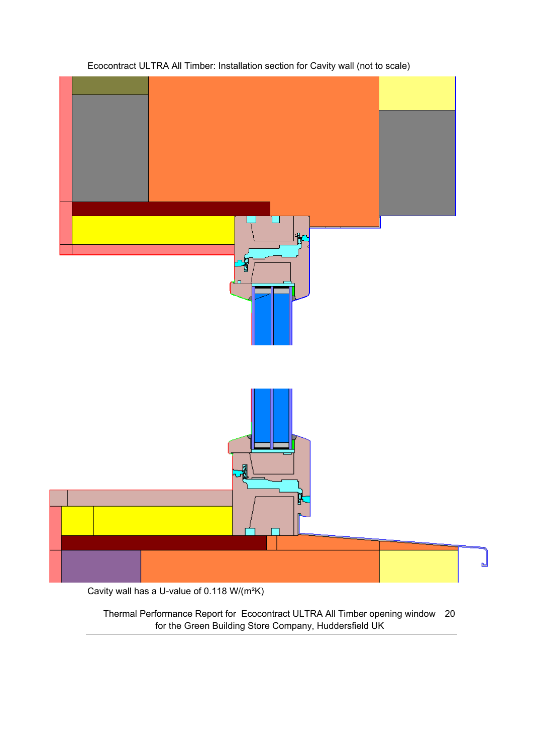Ecocontract ULTRA All Timber: Installation section for Cavity wall (not to scale)

Cavity wall has a U-value of 0.118 W/(m²K)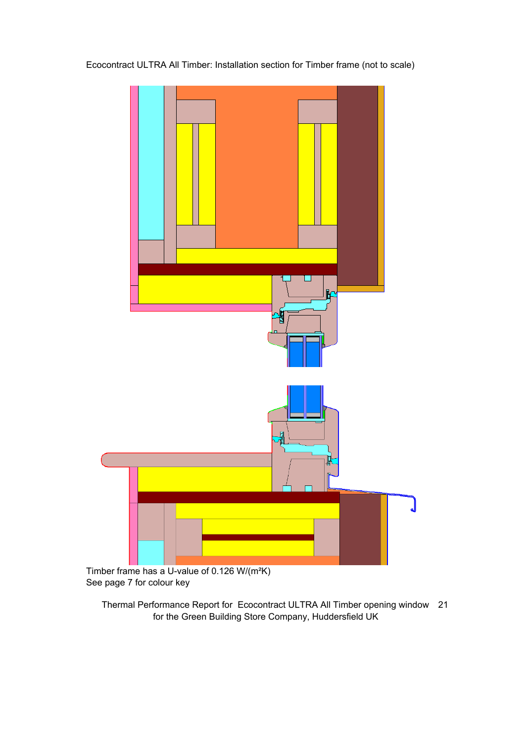Ecocontract ULTRA All Timber: Installation section for Timber frame (not to scale)

Timber frame has a U-value of 0.126 W/(m²K)
See page 7 for colour key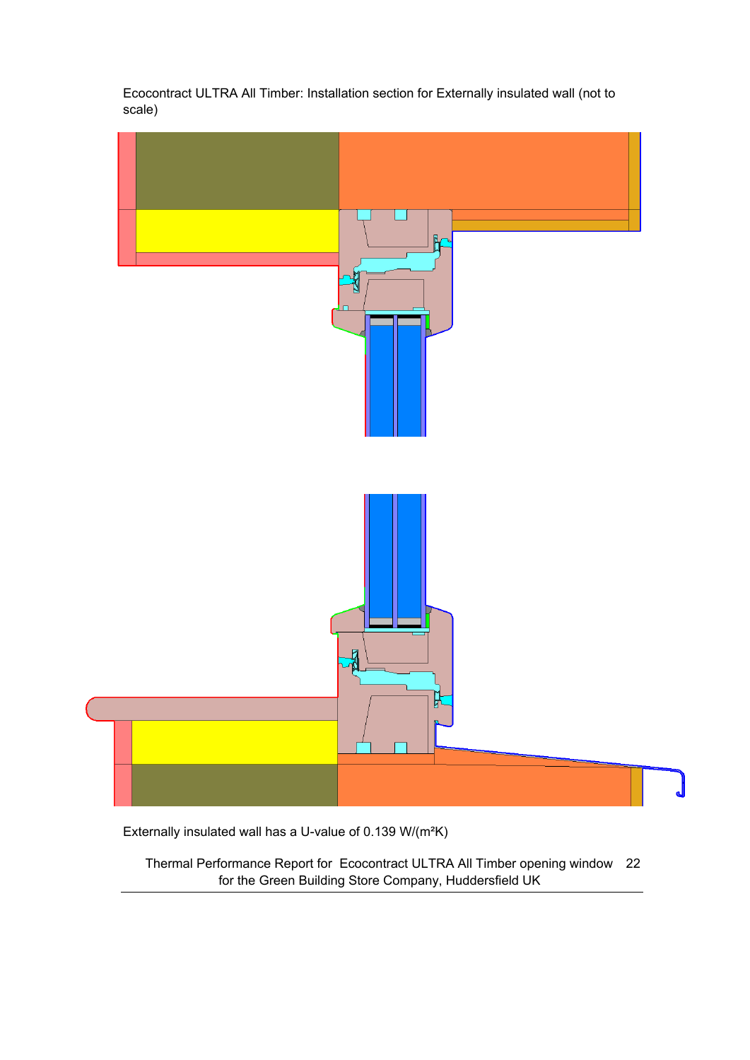Ecocontract ULTRA All Timber: Installation section for Externally insulated wall (not to scale)

Externally insulated wall has a U-value of 0.139 W/(m²K)